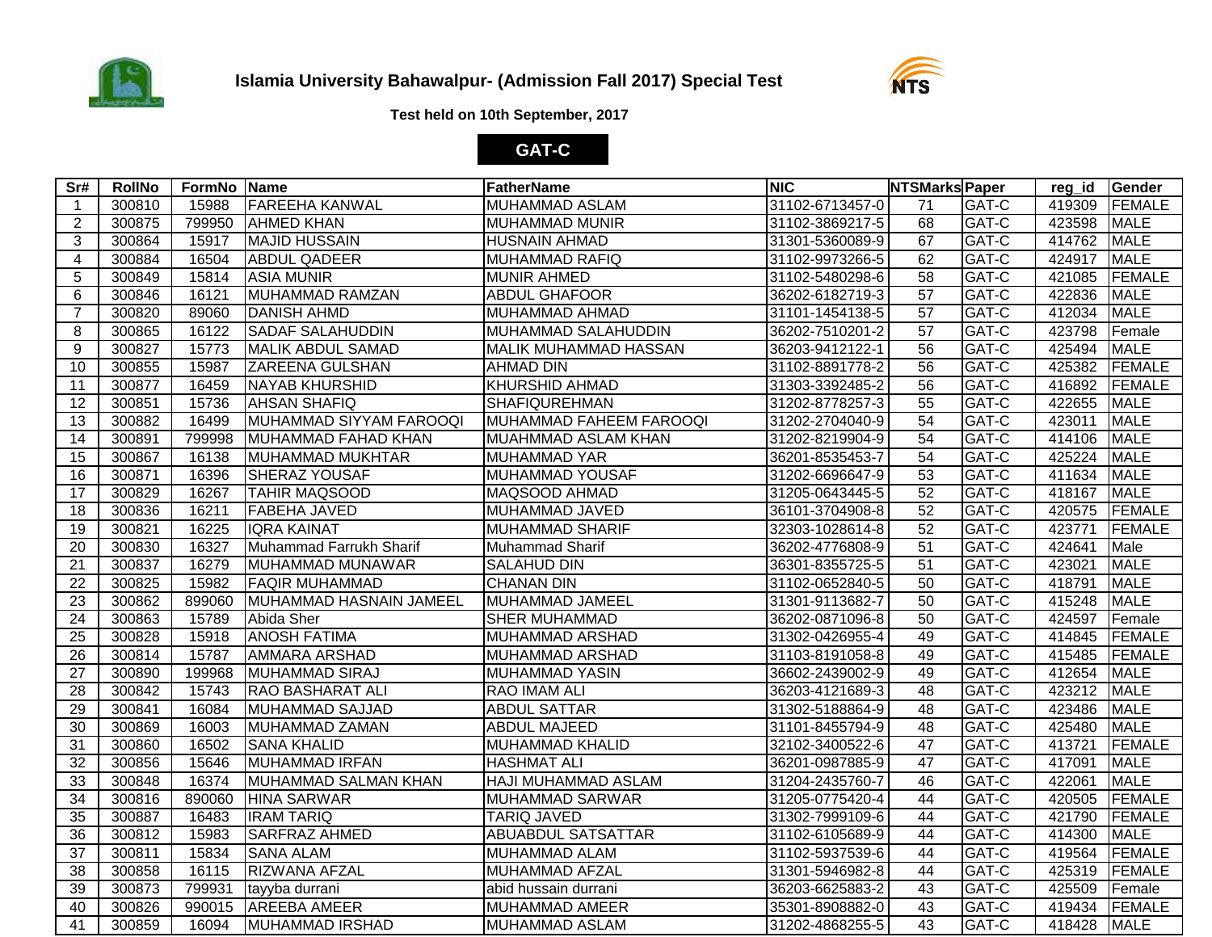# Islamia University Bahawalpur- (Admission Fall 2017) Special Test

**Test held on 10th September, 2017**

**GAT-C**

| Sr# | RollNo | FormNo | Name | FatherName | NIC | NTSMarks | Paper | reg_id | Gender |
|---|---|---|---|---|---|---|---|---|---|
| 1 | 300810 | 15988 | FAREEHA KANWAL | MUHAMMAD ASLAM | 31102-6713457-0 | 71 | GAT-C | 419309 | FEMALE |
| 2 | 300875 | 799950 | AHMED KHAN | MUHAMMAD MUNIR | 31102-3869217-5 | 68 | GAT-C | 423598 | MALE |
| 3 | 300864 | 15917 | MAJID HUSSAIN | HUSNAIN AHMAD | 31301-5360089-9 | 67 | GAT-C | 414762 | MALE |
| 4 | 300884 | 16504 | ABDUL QADEER | MUHAMMAD RAFIQ | 31102-9973266-5 | 62 | GAT-C | 424917 | MALE |
| 5 | 300849 | 15814 | ASIA MUNIR | MUNIR AHMED | 31102-5480298-6 | 58 | GAT-C | 421085 | FEMALE |
| 6 | 300846 | 16121 | MUHAMMAD RAMZAN | ABDUL GHAFOOR | 36202-6182719-3 | 57 | GAT-C | 422836 | MALE |
| 7 | 300820 | 89060 | DANISH AHMD | MUHAMMAD AHMAD | 31101-1454138-5 | 57 | GAT-C | 412034 | MALE |
| 8 | 300865 | 16122 | SADAF SALAHUDDIN | MUHAMMAD SALAHUDDIN | 36202-7510201-2 | 57 | GAT-C | 423798 | Female |
| 9 | 300827 | 15773 | MALIK ABDUL SAMAD | MALIK MUHAMMAD HASSAN | 36203-9412122-1 | 56 | GAT-C | 425494 | MALE |
| 10 | 300855 | 15987 | ZAREENA GULSHAN | AHMAD DIN | 31102-8891778-2 | 56 | GAT-C | 425382 | FEMALE |
| 11 | 300877 | 16459 | NAYAB KHURSHID | KHURSHID AHMAD | 31303-3392485-2 | 56 | GAT-C | 416892 | FEMALE |
| 12 | 300851 | 15736 | AHSAN SHAFIQ | SHAFIQUREHMAN | 31202-8778257-3 | 55 | GAT-C | 422655 | MALE |
| 13 | 300882 | 16499 | MUHAMMAD SIYYAM FAROOQI | MUHAMMAD FAHEEM FAROOQI | 31202-2704040-9 | 54 | GAT-C | 423011 | MALE |
| 14 | 300891 | 799998 | MUHAMMAD FAHAD KHAN | MUAHMMAD ASLAM KHAN | 31202-8219904-9 | 54 | GAT-C | 414106 | MALE |
| 15 | 300867 | 16138 | MUHAMMAD MUKHTAR | MUHAMMAD YAR | 36201-8535453-7 | 54 | GAT-C | 425224 | MALE |
| 16 | 300871 | 16396 | SHERAZ YOUSAF | MUHAMMAD YOUSAF | 31202-6696647-9 | 53 | GAT-C | 411634 | MALE |
| 17 | 300829 | 16267 | TAHIR MAQSOOD | MAQSOOD AHMAD | 31205-0643445-5 | 52 | GAT-C | 418167 | MALE |
| 18 | 300836 | 16211 | FABEHA JAVED | MUHAMMAD JAVED | 36101-3704908-8 | 52 | GAT-C | 420575 | FEMALE |
| 19 | 300821 | 16225 | IQRA KAINAT | MUHAMMAD SHARIF | 32303-1028614-8 | 52 | GAT-C | 423771 | FEMALE |
| 20 | 300830 | 16327 | Muhammad Farrukh Sharif | Muhammad Sharif | 36202-4776808-9 | 51 | GAT-C | 424641 | Male |
| 21 | 300837 | 16279 | MUHAMMAD MUNAWAR | SALAHUD DIN | 36301-8355725-5 | 51 | GAT-C | 423021 | MALE |
| 22 | 300825 | 15982 | FAQIR MUHAMMAD | CHANAN DIN | 31102-0652840-5 | 50 | GAT-C | 418791 | MALE |
| 23 | 300862 | 899060 | MUHAMMAD HASNAIN JAMEEL | MUHAMMAD JAMEEL | 31301-9113682-7 | 50 | GAT-C | 415248 | MALE |
| 24 | 300863 | 15789 | Abida Sher | SHER MUHAMMAD | 36202-0871096-8 | 50 | GAT-C | 424597 | Female |
| 25 | 300828 | 15918 | ANOSH FATIMA | MUHAMMAD ARSHAD | 31302-0426955-4 | 49 | GAT-C | 414845 | FEMALE |
| 26 | 300814 | 15787 | AMMARA ARSHAD | MUHAMMAD ARSHAD | 31103-8191058-8 | 49 | GAT-C | 415485 | FEMALE |
| 27 | 300890 | 199968 | MUHAMMAD SIRAJ | MUHAMMAD YASIN | 36602-2439002-9 | 49 | GAT-C | 412654 | MALE |
| 28 | 300842 | 15743 | RAO BASHARAT ALI | RAO IMAM ALI | 36203-4121689-3 | 48 | GAT-C | 423212 | MALE |
| 29 | 300841 | 16084 | MUHAMMAD SAJJAD | ABDUL SATTAR | 31302-5188864-9 | 48 | GAT-C | 423486 | MALE |
| 30 | 300869 | 16003 | MUHAMMAD ZAMAN | ABDUL MAJEED | 31101-8455794-9 | 48 | GAT-C | 425480 | MALE |
| 31 | 300860 | 16502 | SANA KHALID | MUHAMMAD KHALID | 32102-3400522-6 | 47 | GAT-C | 413721 | FEMALE |
| 32 | 300856 | 15646 | MUHAMMAD IRFAN | HASHMAT ALI | 36201-0987885-9 | 47 | GAT-C | 417091 | MALE |
| 33 | 300848 | 16374 | MUHAMMAD SALMAN KHAN | HAJI MUHAMMAD ASLAM | 31204-2435760-7 | 46 | GAT-C | 422061 | MALE |
| 34 | 300816 | 890060 | HINA SARWAR | MUHAMMAD SARWAR | 31205-0775420-4 | 44 | GAT-C | 420505 | FEMALE |
| 35 | 300887 | 16483 | IRAM TARIQ | TARIQ JAVED | 31302-7999109-6 | 44 | GAT-C | 421790 | FEMALE |
| 36 | 300812 | 15983 | SARFRAZ AHMED | ABUABDUL SATSATTAR | 31102-6105689-9 | 44 | GAT-C | 414300 | MALE |
| 37 | 300811 | 15834 | SANA ALAM | MUHAMMAD ALAM | 31102-5937539-6 | 44 | GAT-C | 419564 | FEMALE |
| 38 | 300858 | 16115 | RIZWANA AFZAL | MUHAMMAD AFZAL | 31301-5946982-8 | 44 | GAT-C | 425319 | FEMALE |
| 39 | 300873 | 799931 | tayyba durrani | abid hussain durrani | 36203-6625883-2 | 43 | GAT-C | 425509 | Female |
| 40 | 300826 | 990015 | AREEBA AMEER | MUHAMMAD AMEER | 35301-8908882-0 | 43 | GAT-C | 419434 | FEMALE |
| 41 | 300859 | 16094 | MUHAMMAD IRSHAD | MUHAMMAD ASLAM | 31202-4868255-5 | 43 | GAT-C | 418428 | MALE |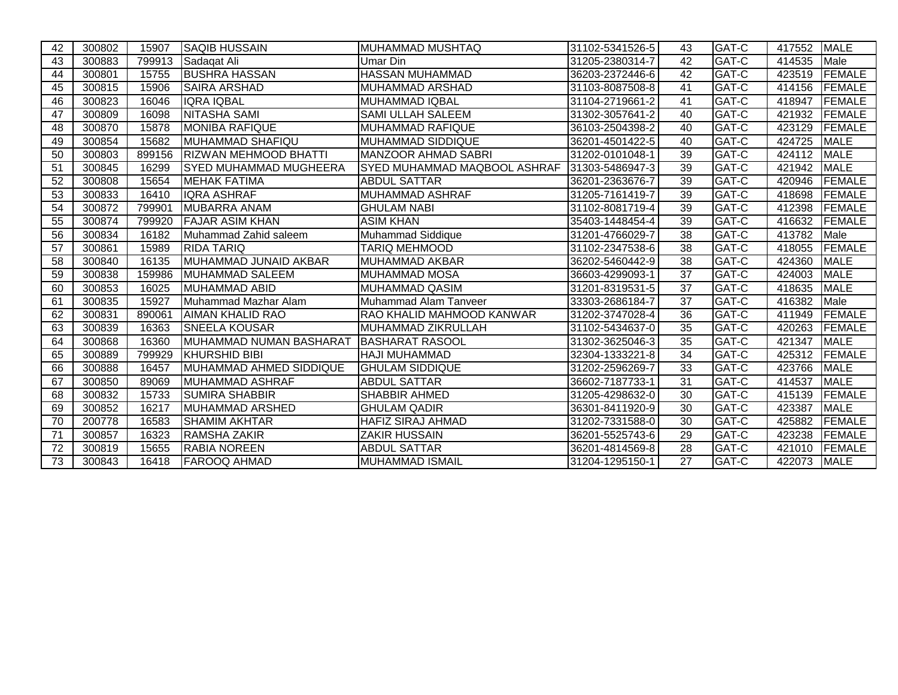| | | | | | | | | | |
|---|---|---|---|---|---|---|---|---|---|
| 42 | 300802 | 15907 | SAQIB HUSSAIN | MUHAMMAD MUSHTAQ | 31102-5341526-5 | 43 | GAT-C | 417552 | MALE |
| 43 | 300883 | 799913 | Sadaqat Ali | Umar Din | 31205-2380314-7 | 42 | GAT-C | 414535 | Male |
| 44 | 300801 | 15755 | BUSHRA HASSAN | HASSAN MUHAMMAD | 36203-2372446-6 | 42 | GAT-C | 423519 | FEMALE |
| 45 | 300815 | 15906 | SAIRA ARSHAD | MUHAMMAD ARSHAD | 31103-8087508-8 | 41 | GAT-C | 414156 | FEMALE |
| 46 | 300823 | 16046 | IQRA IQBAL | MUHAMMAD IQBAL | 31104-2719661-2 | 41 | GAT-C | 418947 | FEMALE |
| 47 | 300809 | 16098 | NITASHA SAMI | SAMI ULLAH SALEEM | 31302-3057641-2 | 40 | GAT-C | 421932 | FEMALE |
| 48 | 300870 | 15878 | MONIBA RAFIQUE | MUHAMMAD RAFIQUE | 36103-2504398-2 | 40 | GAT-C | 423129 | FEMALE |
| 49 | 300854 | 15682 | MUHAMMAD SHAFIQU | MUHAMMAD SIDDIQUE | 36201-4501422-5 | 40 | GAT-C | 424725 | MALE |
| 50 | 300803 | 899156 | RIZWAN MEHMOOD BHATTI | MANZOOR AHMAD SABRI | 31202-0101048-1 | 39 | GAT-C | 424112 | MALE |
| 51 | 300845 | 16299 | SYED MUHAMMAD MUGHEERA | SYED MUHAMMAD MAQBOOL ASHRAF | 31303-5486947-3 | 39 | GAT-C | 421942 | MALE |
| 52 | 300808 | 15654 | MEHAK FATIMA | ABDUL SATTAR | 36201-2363676-7 | 39 | GAT-C | 420946 | FEMALE |
| 53 | 300833 | 16410 | IQRA ASHRAF | MUHAMMAD ASHRAF | 31205-7161419-7 | 39 | GAT-C | 418698 | FEMALE |
| 54 | 300872 | 799901 | MUBARRA ANAM | GHULAM NABI | 31102-8081719-4 | 39 | GAT-C | 412398 | FEMALE |
| 55 | 300874 | 799920 | FAJAR ASIM KHAN | ASIM KHAN | 35403-1448454-4 | 39 | GAT-C | 416632 | FEMALE |
| 56 | 300834 | 16182 | Muhammad Zahid saleem | Muhammad Siddique | 31201-4766029-7 | 38 | GAT-C | 413782 | Male |
| 57 | 300861 | 15989 | RIDA TARIQ | TARIQ MEHMOOD | 31102-2347538-6 | 38 | GAT-C | 418055 | FEMALE |
| 58 | 300840 | 16135 | MUHAMMAD JUNAID AKBAR | MUHAMMAD AKBAR | 36202-5460442-9 | 38 | GAT-C | 424360 | MALE |
| 59 | 300838 | 159986 | MUHAMMAD SALEEM | MUHAMMAD MOSA | 36603-4299093-1 | 37 | GAT-C | 424003 | MALE |
| 60 | 300853 | 16025 | MUHAMMAD ABID | MUHAMMAD QASIM | 31201-8319531-5 | 37 | GAT-C | 418635 | MALE |
| 61 | 300835 | 15927 | Muhammad Mazhar Alam | Muhammad Alam Tanveer | 33303-2686184-7 | 37 | GAT-C | 416382 | Male |
| 62 | 300831 | 890061 | AIMAN KHALID RAO | RAO KHALID MAHMOOD KANWAR | 31202-3747028-4 | 36 | GAT-C | 411949 | FEMALE |
| 63 | 300839 | 16363 | SNEELA KOUSAR | MUHAMMAD ZIKRULLAH | 31102-5434637-0 | 35 | GAT-C | 420263 | FEMALE |
| 64 | 300868 | 16360 | MUHAMMAD NUMAN BASHARAT | BASHARAT RASOOL | 31302-3625046-3 | 35 | GAT-C | 421347 | MALE |
| 65 | 300889 | 799929 | KHURSHID BIBI | HAJI MUHAMMAD | 32304-1333221-8 | 34 | GAT-C | 425312 | FEMALE |
| 66 | 300888 | 16457 | MUHAMMAD AHMED SIDDIQUE | GHULAM SIDDIQUE | 31202-2596269-7 | 33 | GAT-C | 423766 | MALE |
| 67 | 300850 | 89069 | MUHAMMAD ASHRAF | ABDUL SATTAR | 36602-7187733-1 | 31 | GAT-C | 414537 | MALE |
| 68 | 300832 | 15733 | SUMIRA SHABBIR | SHABBIR AHMED | 31205-4298632-0 | 30 | GAT-C | 415139 | FEMALE |
| 69 | 300852 | 16217 | MUHAMMAD ARSHED | GHULAM QADIR | 36301-8411920-9 | 30 | GAT-C | 423387 | MALE |
| 70 | 200778 | 16583 | SHAMIM AKHTAR | HAFIZ SIRAJ AHMAD | 31202-7331588-0 | 30 | GAT-C | 425882 | FEMALE |
| 71 | 300857 | 16323 | RAMSHA ZAKIR | ZAKIR HUSSAIN | 36201-5525743-6 | 29 | GAT-C | 423238 | FEMALE |
| 72 | 300819 | 15655 | RABIA NOREEN | ABDUL SATTAR | 36201-4814569-8 | 28 | GAT-C | 421010 | FEMALE |
| 73 | 300843 | 16418 | FAROOQ AHMAD | MUHAMMAD ISMAIL | 31204-1295150-1 | 27 | GAT-C | 422073 | MALE |